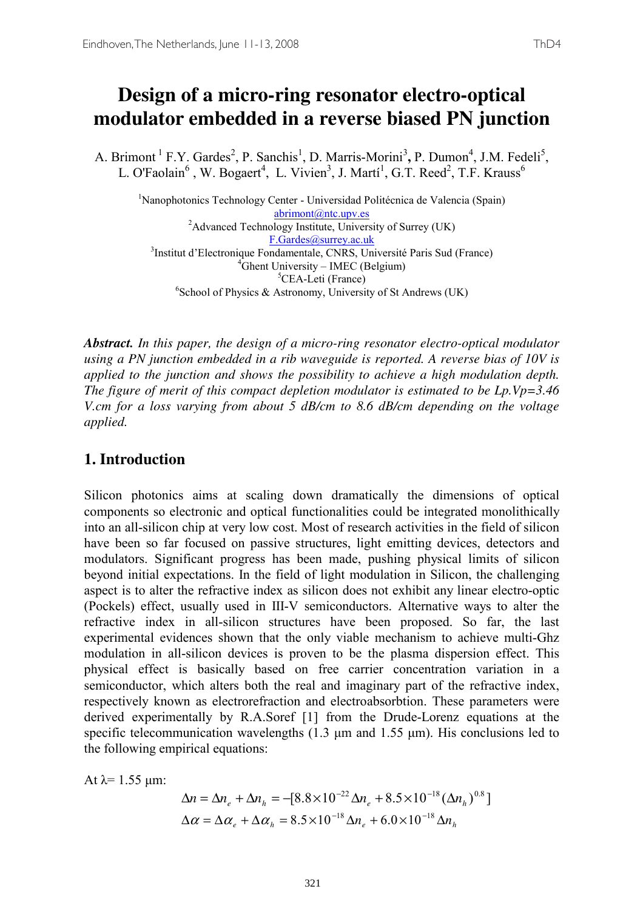# Design of a micro-ring resonator electro-optical modulator embedded in a reverse biased PN junction

A. Brimont [1] F.Y. Gardes[2], P. Sanchis[1], D. Marris-Morini[3], P. Dumon[4], J.M. Fedeli[5], L. O'Faolain[6], W. Bogaert[4], L. Vivien[3], J. Martí[1], G.T. Reed[2], T.F. Krauss[6]

[1]Nanophotonics Technology Center - Universidad Politécnica de Valencia (Spain)
abrimont@ntc.upv.es
[2]Advanced Technology Institute, University of Surrey (UK)
F.Gardes@surrey.ac.uk
[3]Institut d'Electronique Fondamentale, CNRS, Université Paris Sud (France)
[4]Ghent University – IMEC (Belgium)
[5]CEA-Leti (France)
[6]School of Physics & Astronomy, University of St Andrews (UK)

***Abstract.*** *In this paper, the design of a micro-ring resonator electro-optical modulator using a PN junction embedded in a rib waveguide is reported. A reverse bias of 10V is applied to the junction and shows the possibility to achieve a high modulation depth. The figure of merit of this compact depletion modulator is estimated to be Lp.Vp=3.46 V.cm for a loss varying from about 5 dB/cm to 8.6 dB/cm depending on the voltage applied.*

## 1. Introduction

Silicon photonics aims at scaling down dramatically the dimensions of optical components so electronic and optical functionalities could be integrated monolithically into an all-silicon chip at very low cost. Most of research activities in the field of silicon have been so far focused on passive structures, light emitting devices, detectors and modulators. Significant progress has been made, pushing physical limits of silicon beyond initial expectations. In the field of light modulation in Silicon, the challenging aspect is to alter the refractive index as silicon does not exhibit any linear electro-optic (Pockels) effect, usually used in III-V semiconductors. Alternative ways to alter the refractive index in all-silicon structures have been proposed. So far, the last experimental evidences shown that the only viable mechanism to achieve multi-Ghz modulation in all-silicon devices is proven to be the plasma dispersion effect. This physical effect is basically based on free carrier concentration variation in a semiconductor, which alters both the real and imaginary part of the refractive index, respectively known as electrorefraction and electroabsorbtion. These parameters were derived experimentally by R.A.Soref [1] from the Drude-Lorenz equations at the specific telecommunication wavelengths (1.3 μm and 1.55 μm). His conclusions led to the following empirical equations:

At λ= 1.55 μm:

$$\Delta n = \Delta n_e + \Delta n_h = -[8.8\times10^{-22}\Delta n_e + 8.5\times10^{-18}(\Delta n_h)^{0.8}]$$

$$\Delta\alpha = \Delta\alpha_e + \Delta\alpha_h = 8.5\times10^{-18}\Delta n_e + 6.0\times10^{-18}\Delta n_h$$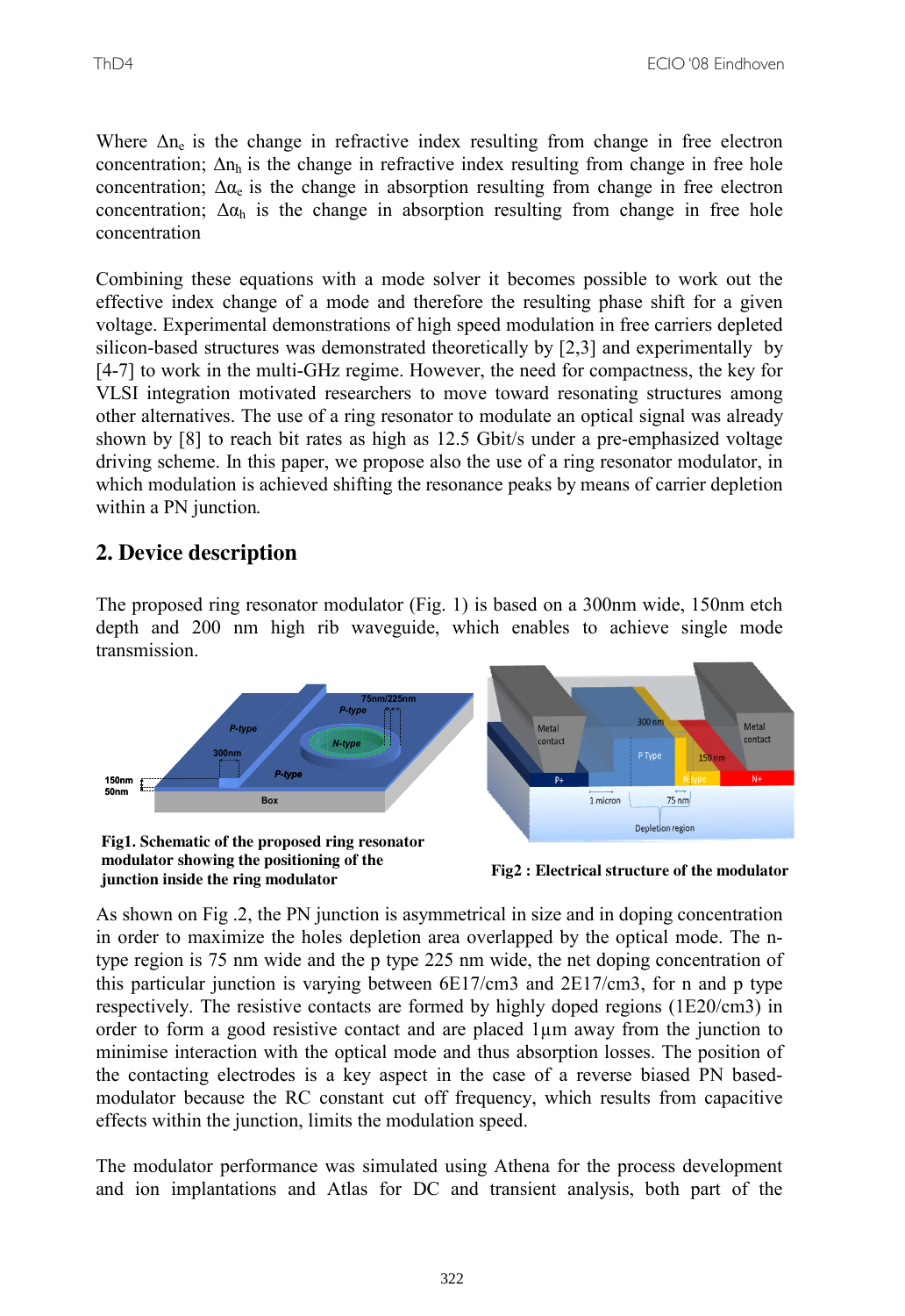Where $\Delta n_e$ is the change in refractive index resulting from change in free electron concentration; $\Delta n_h$ is the change in refractive index resulting from change in free hole concentration; $\Delta\alpha_e$ is the change in absorption resulting from change in free electron concentration; $\Delta\alpha_h$ is the change in absorption resulting from change in free hole concentration

Combining these equations with a mode solver it becomes possible to work out the effective index change of a mode and therefore the resulting phase shift for a given voltage. Experimental demonstrations of high speed modulation in free carriers depleted silicon-based structures was demonstrated theoretically by [2,3] and experimentally by [4-7] to work in the multi-GHz regime. However, the need for compactness, the key for VLSI integration motivated researchers to move toward resonating structures among other alternatives. The use of a ring resonator to modulate an optical signal was already shown by [8] to reach bit rates as high as 12.5 Gbit/s under a pre-emphasized voltage driving scheme. In this paper, we propose also the use of a ring resonator modulator, in which modulation is achieved shifting the resonance peaks by means of carrier depletion within a PN junction.

## 2. Device description

The proposed ring resonator modulator (Fig. 1) is based on a 300nm wide, 150nm etch depth and 200 nm high rib waveguide, which enables to achieve single mode transmission.

**Fig1. Schematic of the proposed ring resonator modulator showing the positioning of the junction inside the ring modulator**

**Fig2 : Electrical structure of the modulator**

As shown on Fig .2, the PN junction is asymmetrical in size and in doping concentration in order to maximize the holes depletion area overlapped by the optical mode. The n-type region is 75 nm wide and the p type 225 nm wide, the net doping concentration of this particular junction is varying between 6E17/cm3 and 2E17/cm3, for n and p type respectively. The resistive contacts are formed by highly doped regions (1E20/cm3) in order to form a good resistive contact and are placed 1µm away from the junction to minimise interaction with the optical mode and thus absorption losses. The position of the contacting electrodes is a key aspect in the case of a reverse biased PN based-modulator because the RC constant cut off frequency, which results from capacitive effects within the junction, limits the modulation speed.

The modulator performance was simulated using Athena for the process development and ion implantations and Atlas for DC and transient analysis, both part of the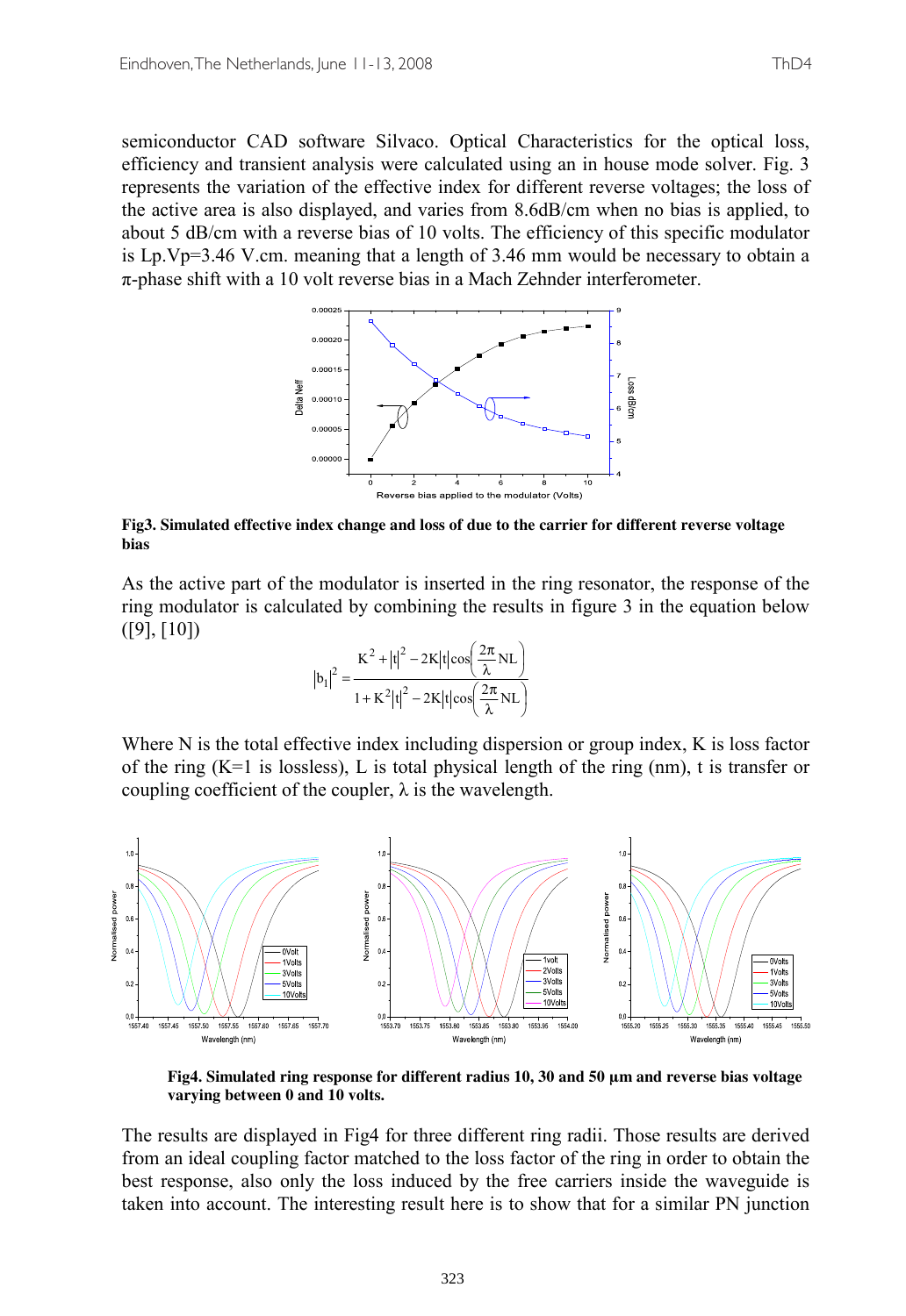semiconductor CAD software Silvaco. Optical Characteristics for the optical loss, efficiency and transient analysis were calculated using an in house mode solver. Fig. 3 represents the variation of the effective index for different reverse voltages; the loss of the active area is also displayed, and varies from 8.6dB/cm when no bias is applied, to about 5 dB/cm with a reverse bias of 10 volts. The efficiency of this specific modulator is Lp.Vp=3.46 V.cm. meaning that a length of 3.46 mm would be necessary to obtain a $\pi$-phase shift with a 10 volt reverse bias in a Mach Zehnder interferometer.

**Fig3. Simulated effective index change and loss of due to the carrier for different reverse voltage bias**

As the active part of the modulator is inserted in the ring resonator, the response of the ring modulator is calculated by combining the results in figure 3 in the equation below ([9], [10])

$$|b_1|^2 = \frac{K^2 + |t|^2 - 2K|t|\cos\left(\frac{2\pi}{\lambda}NL\right)}{1 + K^2|t|^2 - 2K|t|\cos\left(\frac{2\pi}{\lambda}NL\right)}$$

Where N is the total effective index including dispersion or group index, K is loss factor of the ring (K=1 is lossless), L is total physical length of the ring (nm), t is transfer or coupling coefficient of the coupler, $\lambda$ is the wavelength.

**Fig4. Simulated ring response for different radius 10, 30 and 50 µm and reverse bias voltage varying between 0 and 10 volts.**

The results are displayed in Fig4 for three different ring radii. Those results are derived from an ideal coupling factor matched to the loss factor of the ring in order to obtain the best response, also only the loss induced by the free carriers inside the waveguide is taken into account. The interesting result here is to show that for a similar PN junction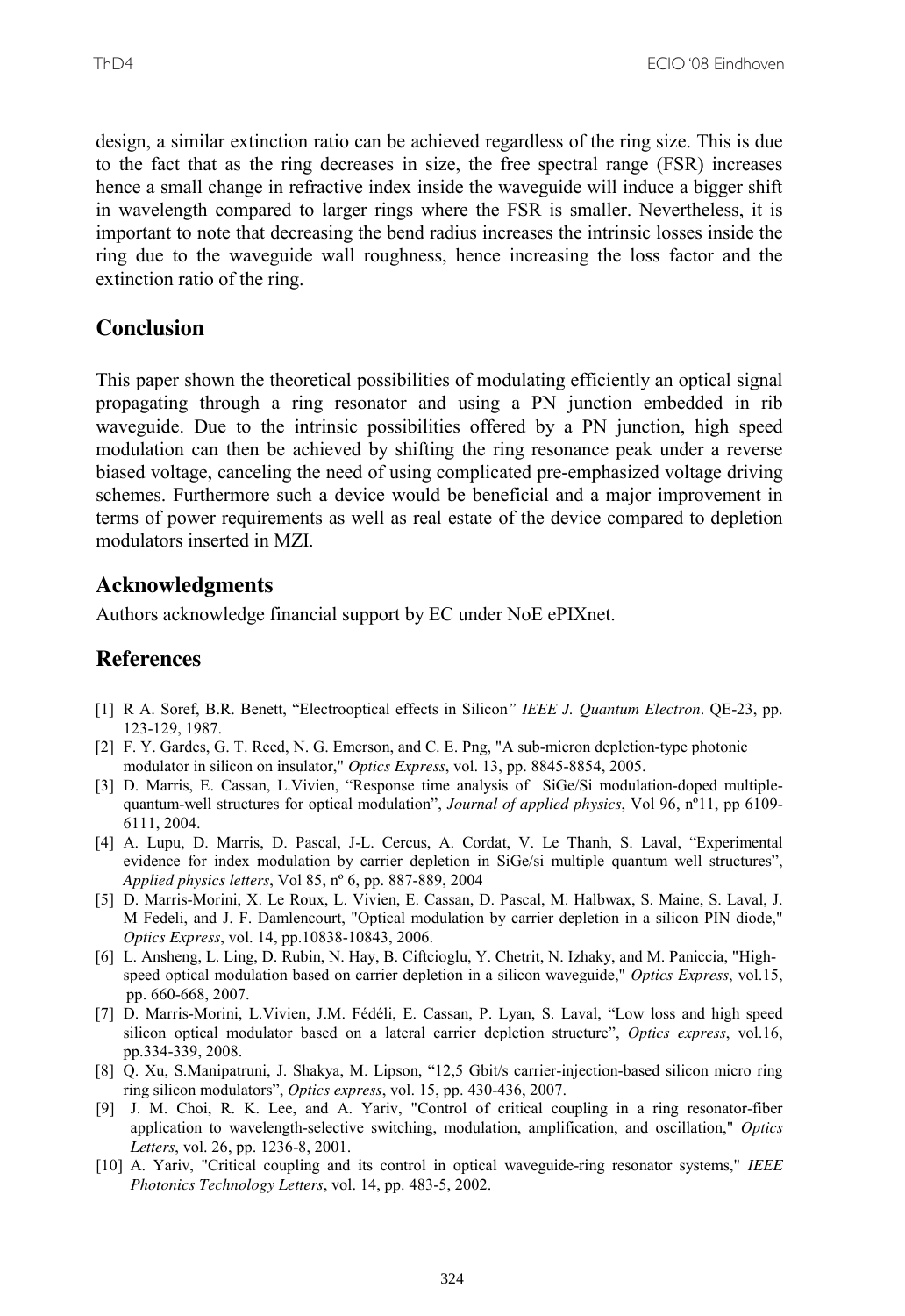design, a similar extinction ratio can be achieved regardless of the ring size. This is due to the fact that as the ring decreases in size, the free spectral range (FSR) increases hence a small change in refractive index inside the waveguide will induce a bigger shift in wavelength compared to larger rings where the FSR is smaller. Nevertheless, it is important to note that decreasing the bend radius increases the intrinsic losses inside the ring due to the waveguide wall roughness, hence increasing the loss factor and the extinction ratio of the ring.

## Conclusion

This paper shown the theoretical possibilities of modulating efficiently an optical signal propagating through a ring resonator and using a PN junction embedded in rib waveguide. Due to the intrinsic possibilities offered by a PN junction, high speed modulation can then be achieved by shifting the ring resonance peak under a reverse biased voltage, canceling the need of using complicated pre-emphasized voltage driving schemes. Furthermore such a device would be beneficial and a major improvement in terms of power requirements as well as real estate of the device compared to depletion modulators inserted in MZI.

## Acknowledgments

Authors acknowledge financial support by EC under NoE ePIXnet.

## References

[1] R A. Soref, B.R. Benett, "Electrooptical effects in Silicon" *IEEE J. Quantum Electron*. QE-23, pp. 123-129, 1987.

[2] F. Y. Gardes, G. T. Reed, N. G. Emerson, and C. E. Png, "A sub-micron depletion-type photonic modulator in silicon on insulator," *Optics Express*, vol. 13, pp. 8845-8854, 2005.

[3] D. Marris, E. Cassan, L.Vivien, "Response time analysis of SiGe/Si modulation-doped multiple-quantum-well structures for optical modulation", *Journal of applied physics*, Vol 96, nº11, pp 6109-6111, 2004.

[4] A. Lupu, D. Marris, D. Pascal, J-L. Cercus, A. Cordat, V. Le Thanh, S. Laval, "Experimental evidence for index modulation by carrier depletion in SiGe/si multiple quantum well structures", *Applied physics letters*, Vol 85, nº 6, pp. 887-889, 2004

[5] D. Marris-Morini, X. Le Roux, L. Vivien, E. Cassan, D. Pascal, M. Halbwax, S. Maine, S. Laval, J. M Fedeli, and J. F. Damlencourt, "Optical modulation by carrier depletion in a silicon PIN diode," *Optics Express*, vol. 14, pp.10838-10843, 2006.

[6] L. Ansheng, L. Ling, D. Rubin, N. Hay, B. Ciftcioglu, Y. Chetrit, N. Izhaky, and M. Paniccia, "High-speed optical modulation based on carrier depletion in a silicon waveguide," *Optics Express*, vol.15, pp. 660-668, 2007.

[7] D. Marris-Morini, L.Vivien, J.M. Fédéli, E. Cassan, P. Lyan, S. Laval, "Low loss and high speed silicon optical modulator based on a lateral carrier depletion structure", *Optics express*, vol.16, pp.334-339, 2008.

[8] Q. Xu, S.Manipatruni, J. Shakya, M. Lipson, "12,5 Gbit/s carrier-injection-based silicon micro ring ring silicon modulators", *Optics express*, vol. 15, pp. 430-436, 2007.

[9] J. M. Choi, R. K. Lee, and A. Yariv, "Control of critical coupling in a ring resonator-fiber application to wavelength-selective switching, modulation, amplification, and oscillation," *Optics Letters*, vol. 26, pp. 1236-8, 2001.

[10] A. Yariv, "Critical coupling and its control in optical waveguide-ring resonator systems," *IEEE Photonics Technology Letters*, vol. 14, pp. 483-5, 2002.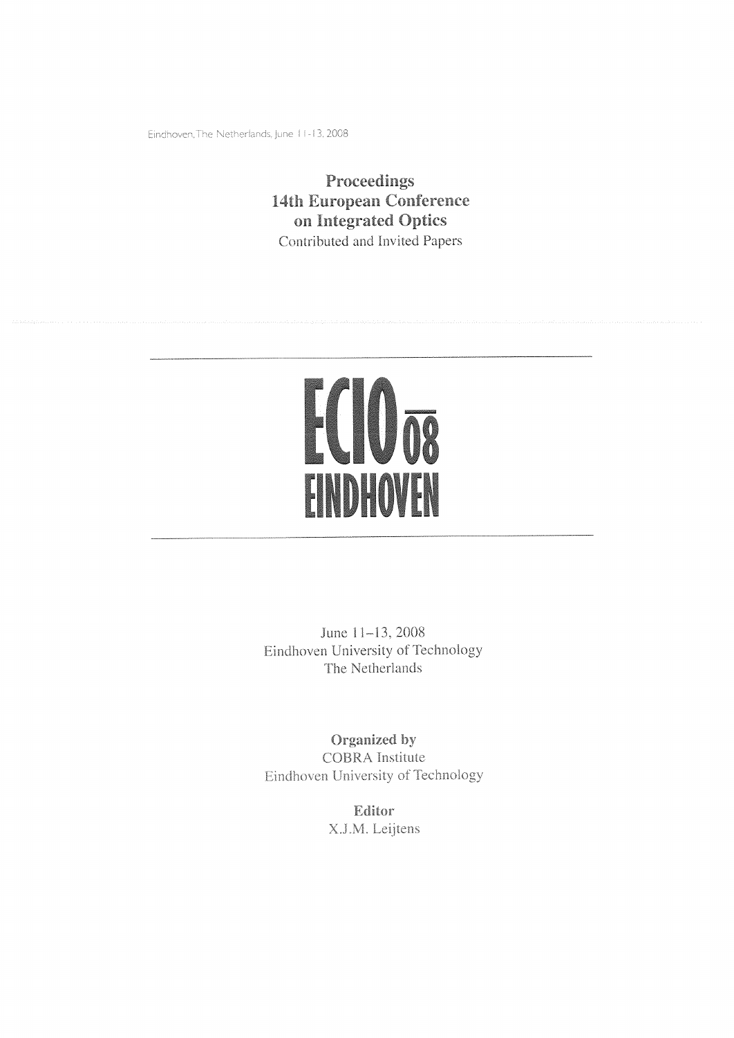Eindhoven, The Netherlands, June 11-13, 2008

# Proceedings
# 14th European Conference on Integrated Optics

Contributed and Invited Papers

# ECIO 08 EINDHOVEN

June 11–13, 2008
Eindhoven University of Technology
The Netherlands

**Organized by**
COBRA Institute
Eindhoven University of Technology

**Editor**
X.J.M. Leijtens